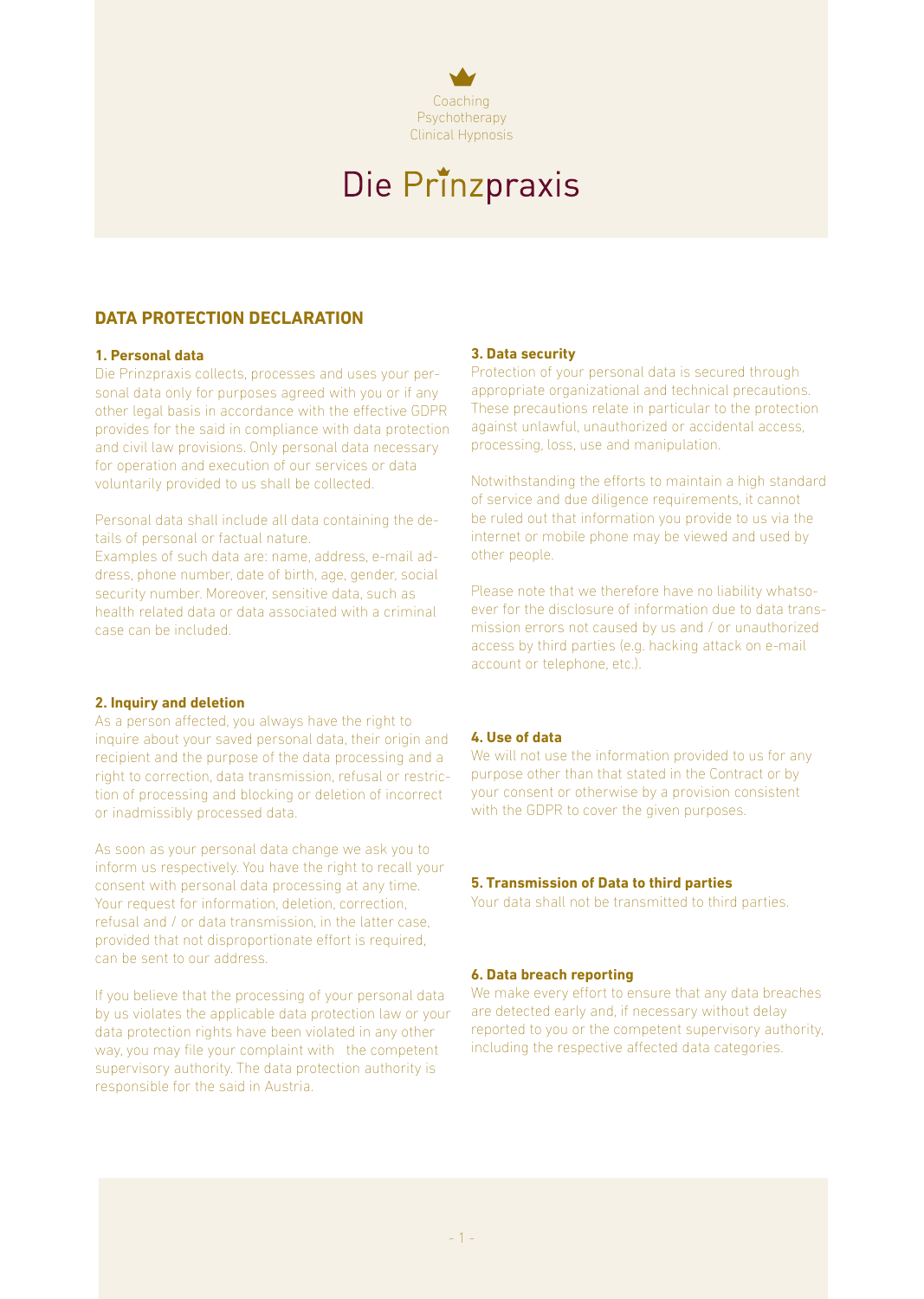Coaching
Psychotherapy
Clinical Hypnosis

# Die Prinzpraxis

## DATA PROTECTION DECLARATION

### 1. Personal data

Die Prinzpraxis collects, processes and uses your personal data only for purposes agreed with you or if any other legal basis in accordance with the effective GDPR provides for the said in compliance with data protection and civil law provisions. Only personal data necessary for operation and execution of our services or data voluntarily provided to us shall be collected.

Personal data shall include all data containing the details of personal or factual nature.
Examples of such data are: name, address, e-mail address, phone number, date of birth, age, gender, social security number. Moreover, sensitive data, such as health related data or data associated with a criminal case can be included.

### 2. Inquiry and deletion

As a person affected, you always have the right to inquire about your saved personal data, their origin and recipient and the purpose of the data processing and a right to correction, data transmission, refusal or restriction of processing and blocking or deletion of incorrect or inadmissibly processed data.

As soon as your personal data change we ask you to inform us respectively. You have the right to recall your consent with personal data processing at any time. Your request for information, deletion, correction, refusal and / or data transmission, in the latter case, provided that not disproportionate effort is required, can be sent to our address.

If you believe that the processing of your personal data by us violates the applicable data protection law or your data protection rights have been violated in any other way, you may file your complaint with the competent supervisory authority. The data protection authority is responsible for the said in Austria.

### 3. Data security

Protection of your personal data is secured through appropriate organizational and technical precautions. These precautions relate in particular to the protection against unlawful, unauthorized or accidental access, processing, loss, use and manipulation.

Notwithstanding the efforts to maintain a high standard of service and due diligence requirements, it cannot be ruled out that information you provide to us via the internet or mobile phone may be viewed and used by other people.

Please note that we therefore have no liability whatsoever for the disclosure of information due to data transmission errors not caused by us and / or unauthorized access by third parties (e.g. hacking attack on e-mail account or telephone, etc.).

### 4. Use of data

We will not use the information provided to us for any purpose other than that stated in the Contract or by your consent or otherwise by a provision consistent with the GDPR to cover the given purposes.

### 5. Transmission of Data to third parties

Your data shall not be transmitted to third parties.

### 6. Data breach reporting

We make every effort to ensure that any data breaches are detected early and, if necessary without delay reported to you or the competent supervisory authority, including the respective affected data categories.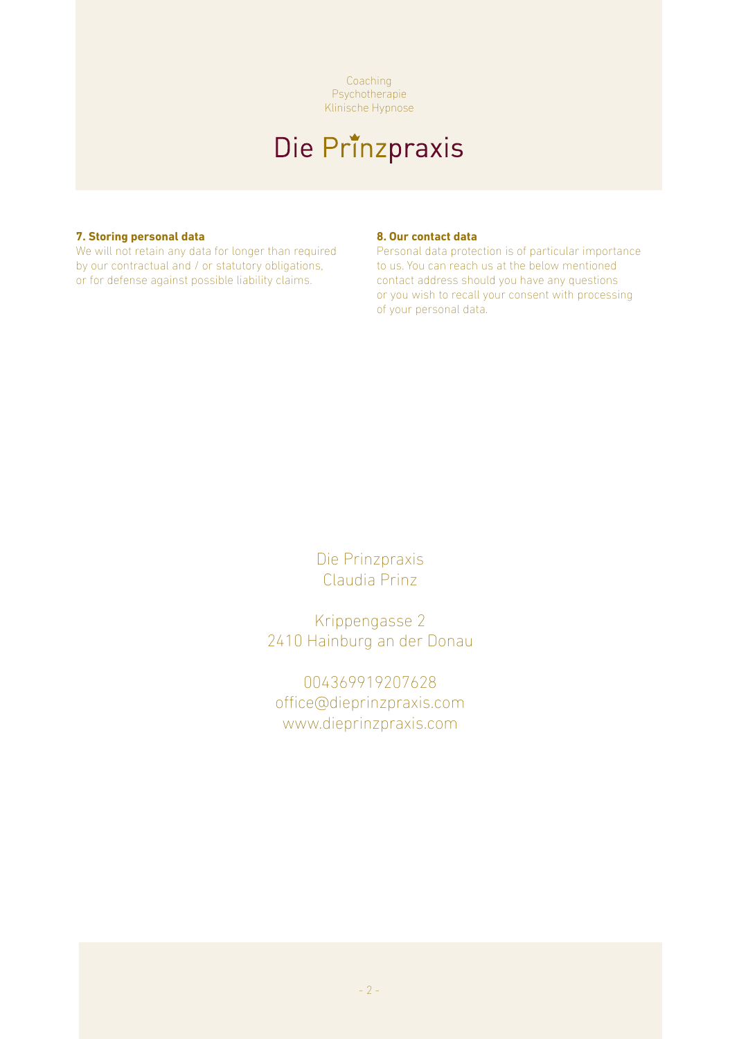Coaching
Psychotherapie
Klinische Hypnose

# Die Prinzpraxis

### 7. Storing personal data

We will not retain any data for longer than required by our contractual and / or statutory obligations, or for defense against possible liability claims.

### 8. Our contact data

Personal data protection is of particular importance to us. You can reach us at the below mentioned contact address should you have any questions or you wish to recall your consent with processing of your personal data.

Die Prinzpraxis
Claudia Prinz

Krippengasse 2
2410 Hainburg an der Donau

004369919207628
office@dieprinzpraxis.com
www.dieprinzpraxis.com